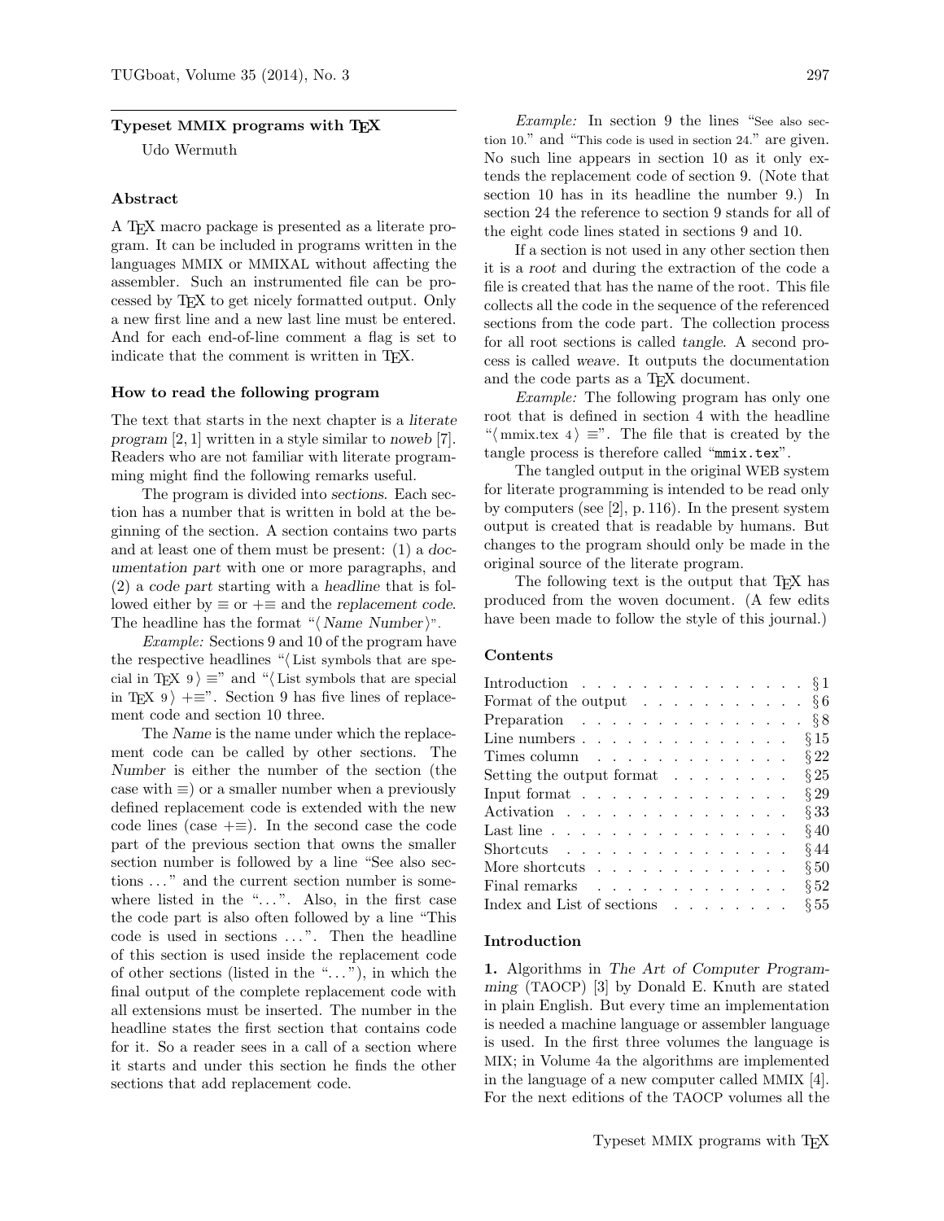## Typeset MMIX programs with TEX

Udo Wermuth

### Abstract

A TEX macro package is presented as a literate program. It can be included in programs written in the languages MMIX or MMIXAL without affecting the assembler. Such an instrumented file can be processed by TEX to get nicely formatted output. Only a new first line and a new last line must be entered. And for each end-of-line comment a flag is set to indicate that the comment is written in TEX.

### How to read the following program

The text that starts in the next chapter is a *literate program* [2, 1] written in a style similar to *noweb* [7]. Readers who are not familiar with literate programming might find the following remarks useful.

The program is divided into *sections*. Each section has a number that is written in bold at the beginning of the section. A section contains two parts and at least one of them must be present: (1) a *documentation part* with one or more paragraphs, and (2) a *code part* starting with a *headline* that is followed either by ≡ or +≡ and the *replacement code*. The headline has the format "⟨ *Name Number* ⟩".

*Example:* Sections 9 and 10 of the program have the respective headlines "⟨ List symbols that are special in TEX 9 ⟩ ≡" and "⟨ List symbols that are special in TEX 9 ⟩ +≡". Section 9 has five lines of replacement code and section 10 three.

The *Name* is the name under which the replacement code can be called by other sections. The *Number* is either the number of the section (the case with ≡) or a smaller number when a previously defined replacement code is extended with the new code lines (case +≡). In the second case the code part of the previous section that owns the smaller section number is followed by a line "See also sections ..." and the current section number is somewhere listed in the "...". Also, in the first case the code part is also often followed by a line "This code is used in sections ...". Then the headline of this section is used inside the replacement code of other sections (listed in the "..."), in which the final output of the complete replacement code with all extensions must be inserted. The number in the headline states the first section that contains code for it. So a reader sees in a call of a section where it starts and under this section he finds the other sections that add replacement code.

*Example:* In section 9 the lines "See also section 10." and "This code is used in section 24." are given. No such line appears in section 10 as it only extends the replacement code of section 9. (Note that section 10 has in its headline the number 9.) In section 24 the reference to section 9 stands for all of the eight code lines stated in sections 9 and 10.

If a section is not used in any other section then it is a *root* and during the extraction of the code a file is created that has the name of the root. This file collects all the code in the sequence of the referenced sections from the code part. The collection process for all root sections is called *tangle*. A second process is called *weave*. It outputs the documentation and the code parts as a TEX document.

*Example:* The following program has only one root that is defined in section 4 with the headline "⟨ mmix.tex 4 ⟩ ≡". The file that is created by the tangle process is therefore called "`mmix.tex`".

The tangled output in the original WEB system for literate programming is intended to be read only by computers (see [2], p. 116). In the present system output is created that is readable by humans. But changes to the program should only be made in the original source of the literate program.

The following text is the output that TEX has produced from the woven document. (A few edits have been made to follow the style of this journal.)

### Contents

| | |
|---|---|
| Introduction | §1 |
| Format of the output | §6 |
| Preparation | §8 |
| Line numbers | §15 |
| Times column | §22 |
| Setting the output format | §25 |
| Input format | §29 |
| Activation | §33 |
| Last line | §40 |
| Shortcuts | §44 |
| More shortcuts | §50 |
| Final remarks | §52 |
| Index and List of sections | §55 |

### Introduction

**1.** Algorithms in *The Art of Computer Programming* (TAOCP) [3] by Donald E. Knuth are stated in plain English. But every time an implementation is needed a machine language or assembler language is used. In the first three volumes the language is MIX; in Volume 4a the algorithms are implemented in the language of a new computer called MMIX [4]. For the next editions of the TAOCP volumes all the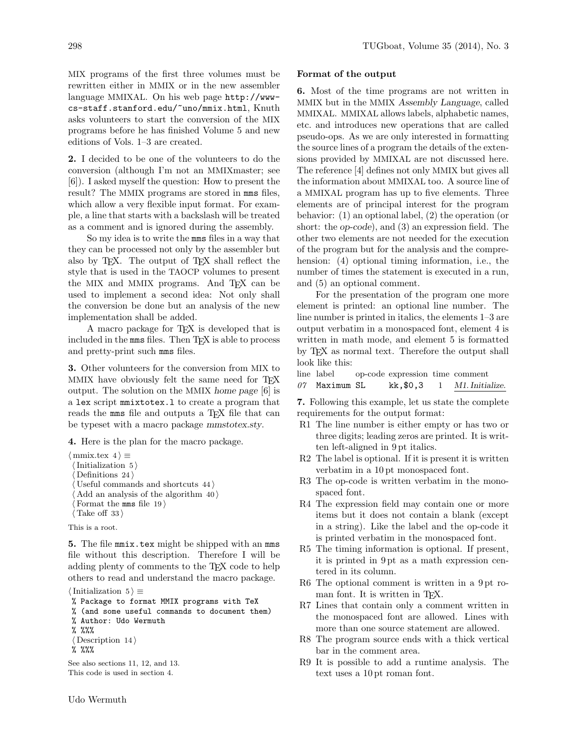MIX programs of the first three volumes must be rewritten either in MMIX or in the new assembler language MMIXAL. On his web page http://www-cs-staff.stanford.edu/~uno/mmix.html, Knuth asks volunteers to start the conversion of the MIX programs before he has finished Volume 5 and new editions of Vols. 1–3 are created.

**2.** I decided to be one of the volunteers to do the conversion (although I'm not an MMIXmaster; see [6]). I asked myself the question: How to present the result? The MMIX programs are stored in mms files, which allow a very flexible input format. For example, a line that starts with a backslash will be treated as a comment and is ignored during the assembly.

So my idea is to write the mms files in a way that they can be processed not only by the assembler but also by TeX. The output of TeX shall reflect the style that is used in the TAOCP volumes to present the MIX and MMIX programs. And TeX can be used to implement a second idea: Not only shall the conversion be done but an analysis of the new implementation shall be added.

A macro package for TeX is developed that is included in the mms files. Then TeX is able to process and pretty-print such mms files.

**3.** Other volunteers for the conversion from MIX to MMIX have obviously felt the same need for TeX output. The solution on the MMIX *home page* [6] is a lex script mmixtotex.l to create a program that reads the mms file and outputs a TeX file that can be typeset with a macro package *mmstotex.sty*.

**4.** Here is the plan for the macro package.

⟨ mmix.tex 4 ⟩ ≡
⟨ Initialization 5 ⟩
⟨ Definitions 24 ⟩
⟨ Useful commands and shortcuts 44 ⟩
⟨ Add an analysis of the algorithm 40 ⟩
⟨ Format the mms file 19 ⟩
⟨ Take off 33 ⟩

This is a root.

**5.** The file mmix.tex might be shipped with an mms file without this description. Therefore I will be adding plenty of comments to the TeX code to help others to read and understand the macro package.

⟨ Initialization 5 ⟩ ≡
```
% Package to format MMIX programs with TeX
% (and some useful commands to document them)
% Author: Udo Wermuth
% %%%
```
⟨ Description 14 ⟩
```
% %%%
```

See also sections 11, 12, and 13.
This code is used in section 4.

## Format of the output

**6.** Most of the time programs are not written in MMIX but in the MMIX *Assembly Language*, called MMIXAL. MMIXAL allows labels, alphabetic names, etc. and introduces new operations that are called pseudo-ops. As we are only interested in formatting the source lines of a program the details of the extensions provided by MMIXAL are not discussed here. The reference [4] defines not only MMIX but gives all the information about MMIXAL too. A source line of a MMIXAL program has up to five elements. Three elements are of principal interest for the program behavior: (1) an optional label, (2) the operation (or short: the *op-code*), and (3) an expression field. The other two elements are not needed for the execution of the program but for the analysis and the comprehension: (4) optional timing information, i.e., the number of times the statement is executed in a run, and (5) an optional comment.

For the presentation of the program one more element is printed: an optional line number. The line number is printed in italics, the elements 1–3 are output verbatim in a monospaced font, element 4 is written in math mode, and element 5 is formatted by TeX as normal text. Therefore the output shall look like this:

| line | label | op-code | expression | time | comment |
|---|---|---|---|---|---|
| *07* | `Maximum` | `SL` | `kk,$0,3` | 1 | *M1. Initialize.* |

**7.** Following this example, let us state the complete requirements for the output format:

- R1 The line number is either empty or has two or three digits; leading zeros are printed. It is written left-aligned in 9 pt italics.
- R2 The label is optional. If it is present it is written verbatim in a 10 pt monospaced font.
- R3 The op-code is written verbatim in the monospaced font.
- R4 The expression field may contain one or more items but it does not contain a blank (except in a string). Like the label and the op-code it is printed verbatim in the monospaced font.
- R5 The timing information is optional. If present, it is printed in 9 pt as a math expression centered in its column.
- R6 The optional comment is written in a 9 pt roman font. It is written in TeX.
- R7 Lines that contain only a comment written in the monospaced font are allowed. Lines with more than one source statement are allowed.
- R8 The program source ends with a thick vertical bar in the comment area.
- R9 It is possible to add a runtime analysis. The text uses a 10 pt roman font.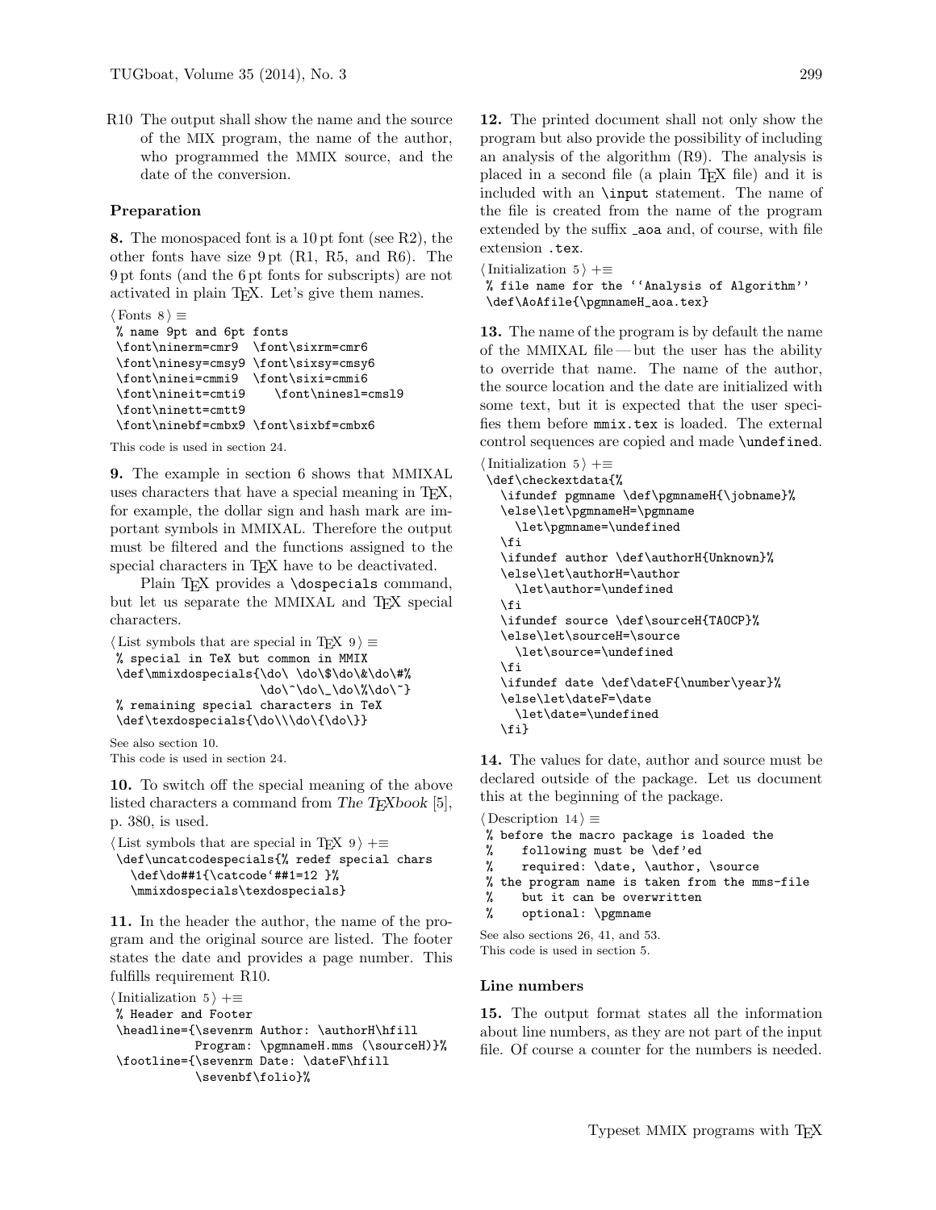R10 The output shall show the name and the source of the MIX program, the name of the author, who programmed the MMIX source, and the date of the conversion.

### Preparation

**8.** The monospaced font is a 10 pt font (see R2), the other fonts have size 9 pt (R1, R5, and R6). The 9 pt fonts (and the 6 pt fonts for subscripts) are not activated in plain TEX. Let's give them names.

⟨Fonts 8⟩ ≡

```
% name 9pt and 6pt fonts
\font\ninerm=cmr9  \font\sixrm=cmr6
\font\ninesy=cmsy9 \font\sixsy=cmsy6
\font\ninei=cmmi9  \font\sixi=cmmi6
\font\nineit=cmti9    \font\ninesl=cmsl9
\font\ninett=cmtt9
\font\ninebf=cmbx9 \font\sixbf=cmbx6
```

This code is used in section 24.

**9.** The example in section 6 shows that MMIXAL uses characters that have a special meaning in TEX, for example, the dollar sign and hash mark are important symbols in MMIXAL. Therefore the output must be filtered and the functions assigned to the special characters in TEX have to be deactivated.

Plain TEX provides a `\dospecials` command, but let us separate the MMIXAL and TEX special characters.

⟨List symbols that are special in TEX 9⟩ ≡

```
% special in TeX but common in MMIX
\def\mmixdospecials{\do\ \do\$\do\&\do\#%
                    \do\^\do\_\do\%\do\~}
% remaining special characters in TeX
\def\texdospecials{\do\\\do\{\do\}}
```

See also section 10.
This code is used in section 24.

**10.** To switch off the special meaning of the above listed characters a command from *The TEXbook* [5], p. 380, is used.

⟨List symbols that are special in TEX 9⟩ +≡

```
\def\uncatcodespecials{% redef special chars
  \def\do##1{\catcode`##1=12 }%
  \mmixdospecials\texdospecials}
```

**11.** In the header the author, the name of the program and the original source are listed. The footer states the date and provides a page number. This fulfills requirement R10.

⟨Initialization 5⟩ +≡

```
% Header and Footer
\headline={\sevenrm Author: \authorH\hfill
           Program: \pgmnameH.mms (\sourceH)}%
\footline={\sevenrm Date: \dateF\hfill
           \sevenbf\folio}%
```

**12.** The printed document shall not only show the program but also provide the possibility of including an analysis of the algorithm (R9). The analysis is placed in a second file (a plain TEX file) and it is included with an `\input` statement. The name of the file is created from the name of the program extended by the suffix `_aoa` and, of course, with file extension `.tex`.

⟨Initialization 5⟩ +≡

```
% file name for the ''Analysis of Algorithm''
\def\AoAfile{\pgmnameH_aoa.tex}
```

**13.** The name of the program is by default the name of the MMIXAL file — but the user has the ability to override that name. The name of the author, the source location and the date are initialized with some text, but it is expected that the user specifies them before `mmix.tex` is loaded. The external control sequences are copied and made `\undefined`.

⟨Initialization 5⟩ +≡

```
\def\checkextdata{%
  \ifundef pgmname \def\pgmnameH{\jobname}%
  \else\let\pgmnameH=\pgmname
    \let\pgmname=\undefined
  \fi
  \ifundef author \def\authorH{Unknown}%
  \else\let\authorH=\author
    \let\author=\undefined
  \fi
  \ifundef source \def\sourceH{TAOCP}%
  \else\let\sourceH=\source
    \let\source=\undefined
  \fi
  \ifundef date \def\dateF{\number\year}%
  \else\let\dateF=\date
    \let\date=\undefined
  \fi}
```

**14.** The values for date, author and source must be declared outside of the package. Let us document this at the beginning of the package.

⟨Description 14⟩ ≡

```
% before the macro package is loaded the
%    following must be \def'ed
%    required: \date, \author, \source
% the program name is taken from the mms-file
%    but it can be overwritten
%    optional: \pgmname
```

See also sections 26, 41, and 53.
This code is used in section 5.

### Line numbers

**15.** The output format states all the information about line numbers, as they are not part of the input file. Of course a counter for the numbers is needed.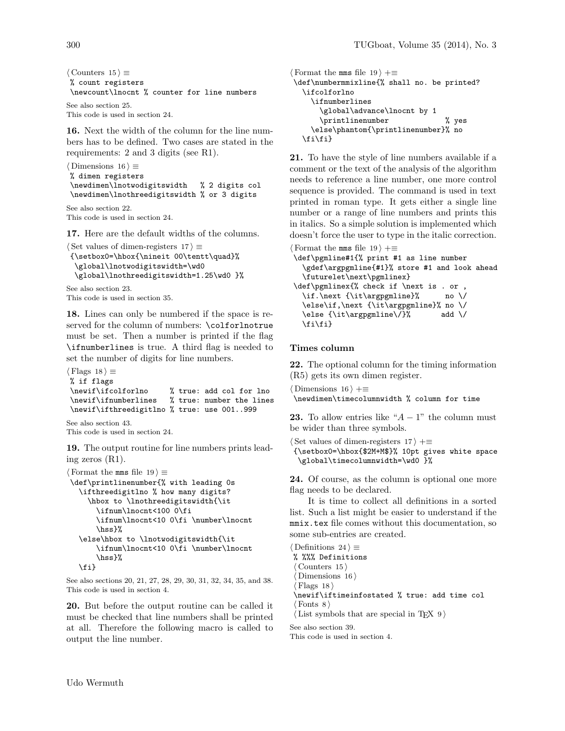⟨ Counters 15 ⟩ ≡

```
% count registers
\newcount\lnocnt % counter for line numbers
```

See also section 25.
This code is used in section 24.

**16.** Next the width of the column for the line numbers has to be defined. Two cases are stated in the requirements: 2 and 3 digits (see R1).

⟨ Dimensions 16 ⟩ ≡

```
% dimen registers
\newdimen\lnotwodigitswidth   % 2 digits col
\newdimen\lnothreedigitswidth % or 3 digits
```

See also section 22.
This code is used in section 24.

**17.** Here are the default widths of the columns.

⟨ Set values of dimen-registers 17 ⟩ ≡

```
{\setbox0=\hbox{\nineit 00\tentt\quad}%
 \global\lnotwodigitswidth=\wd0
 \global\lnothreedigitswidth=1.25\wd0 }%
```

See also section 23.
This code is used in section 35.

**18.** Lines can only be numbered if the space is reserved for the column of numbers: `\colforlnotrue` must be set. Then a number is printed if the flag `\ifnumberlines` is true. A third flag is needed to set the number of digits for line numbers.

⟨ Flags 18 ⟩ ≡

```
% if flags
\newif\ifcolforlno     % true: add col for lno
\newif\ifnumberlines   % true: number the lines
\newif\ifthreedigitlno % true: use 001..999
```

See also section 43.
This code is used in section 24.

**19.** The output routine for line numbers prints leading zeros (R1).

⟨ Format the mms file 19 ⟩ ≡

```
\def\printlinenumber{% with leading 0s
  \ifthreedigitlno % how many digits?
    \hbox to \lnothreedigitswidth{\it
      \ifnum\lnocnt<100 0\fi
      \ifnum\lnocnt<10 0\fi \number\lnocnt
      \hss}%
  \else\hbox to \lnotwodigitswidth{\it
      \ifnum\lnocnt<10 0\fi \number\lnocnt
      \hss}%
  \fi}
```

See also sections 20, 21, 27, 28, 29, 30, 31, 32, 34, 35, and 38.
This code is used in section 4.

**20.** But before the output routine can be called it must be checked that line numbers shall be printed at all. Therefore the following macro is called to output the line number.

⟨ Format the mms file 19 ⟩ +≡

```
\def\numbermmixline{% shall no. be printed?
  \ifcolforlno
    \ifnumberlines
      \global\advance\lnocnt by 1
      \printlinenumber            % yes
    \else\phantom{\printlinenumber}% no
  \fi\fi}
```

**21.** To have the style of line numbers available if a comment or the text of the analysis of the algorithm needs to reference a line number, one more control sequence is provided. The command is used in text printed in roman type. It gets either a single line number or a range of line numbers and prints this in italics. So a simple solution is implemented which doesn't force the user to type in the italic correction.

⟨ Format the mms file 19 ⟩ +≡

```
\def\pgmline#1{% print #1 as line number
  \gdef\argpgmline{#1}% store #1 and look ahead
  \futurelet\next\pgmlinex}
\def\pgmlinex{% check if \next is . or ,
  \if.\next {\it\argpgmline}%      no \/
  \else\if,\next {\it\argpgmline}% no \/
  \else {\it\argpgmline\/}%       add \/
  \fi\fi}
```

### Times column

**22.** The optional column for the timing information (R5) gets its own dimen register.

⟨ Dimensions 16 ⟩ +≡

```
\newdimen\timecolumnwidth % column for time
```

**23.** To allow entries like "$A - 1$" the column must be wider than three symbols.

⟨ Set values of dimen-registers 17 ⟩ +≡

```
{\setbox0=\hbox{$2M+M$}% 10pt gives white space
 \global\timecolumnwidth=\wd0 }%
```

**24.** Of course, as the column is optional one more flag needs to be declared.

It is time to collect all definitions in a sorted list. Such a list might be easier to understand if the `mmix.tex` file comes without this documentation, so some sub-entries are created.

⟨ Definitions 24 ⟩ ≡

```
% %%% Definitions
⟨ Counters 15 ⟩
⟨ Dimensions 16 ⟩
⟨ Flags 18 ⟩
\newif\iftimeinfostated % true: add time col
⟨ Fonts 8 ⟩
⟨ List symbols that are special in TeX 9 ⟩
```

See also section 39.
This code is used in section 4.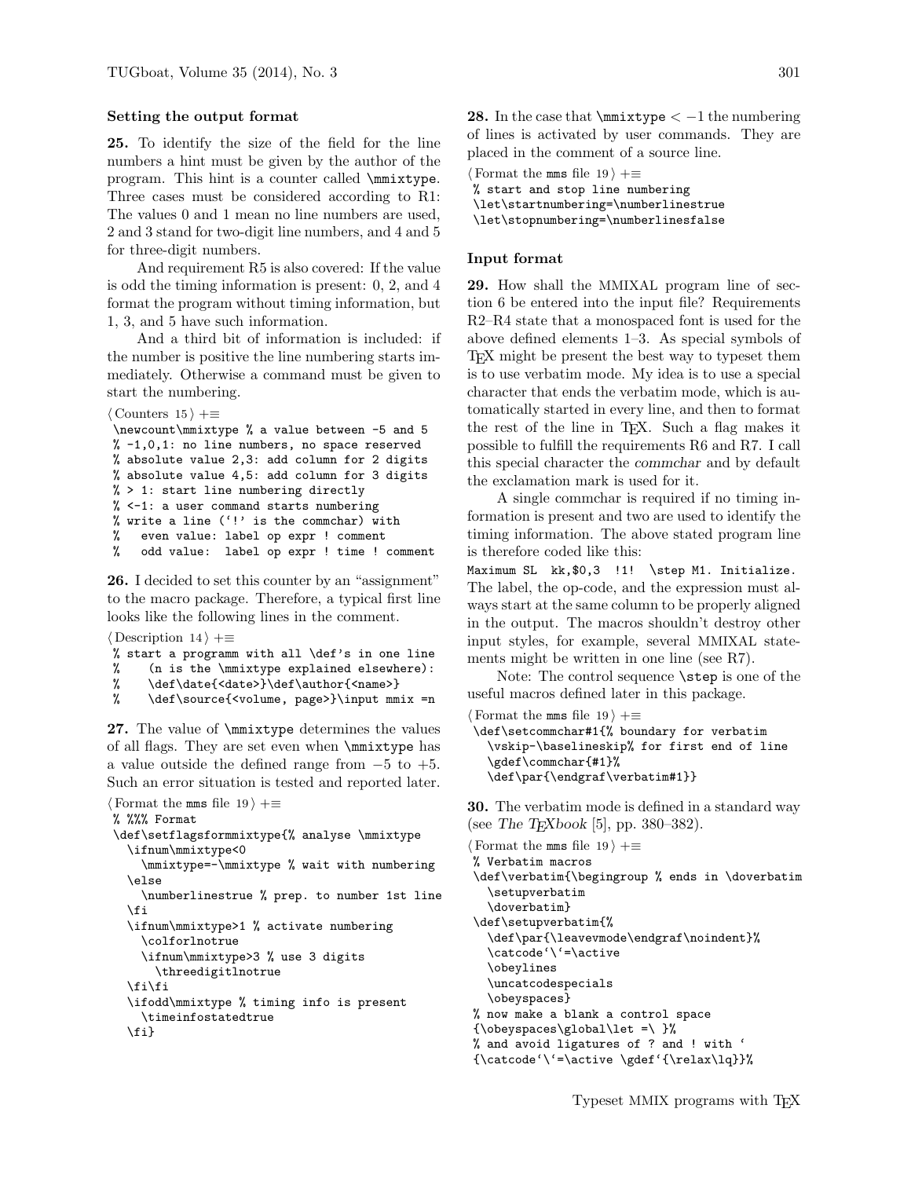### Setting the output format

**25.** To identify the size of the field for the line numbers a hint must be given by the author of the program. This hint is a counter called `\mmixtype`. Three cases must be considered according to R1: The values 0 and 1 mean no line numbers are used, 2 and 3 stand for two-digit line numbers, and 4 and 5 for three-digit numbers.

And requirement R5 is also covered: If the value is odd the timing information is present: 0, 2, and 4 format the program without timing information, but 1, 3, and 5 have such information.

And a third bit of information is included: if the number is positive the line numbering starts immediately. Otherwise a command must be given to start the numbering.

⟨ Counters 15 ⟩ +≡

```
\newcount\mmixtype % a value between -5 and 5
% -1,0,1: no line numbers, no space reserved
% absolute value 2,3: add column for 2 digits
% absolute value 4,5: add column for 3 digits
% > 1: start line numbering directly
% <-1: a user command starts numbering
% write a line ('!' is the commchar) with
%   even value: label op expr ! comment
%   odd value:  label op expr ! time ! comment
```

**26.** I decided to set this counter by an "assignment" to the macro package. Therefore, a typical first line looks like the following lines in the comment.

⟨ Description 14 ⟩ +≡

```
% start a programm with all \def's in one line
%    (n is the \mmixtype explained elsewhere):
%    \def\date{<date>}\def\author{<name>}
%    \def\source{<volume, page>}\input mmix =n
```

**27.** The value of `\mmixtype` determines the values of all flags. They are set even when `\mmixtype` has a value outside the defined range from $-5$ to $+5$. Such an error situation is tested and reported later.

⟨ Format the mms file 19 ⟩ +≡

```
% %%% Format
\def\setflagsformmixtype{% analyse \mmixtype
  \ifnum\mmixtype<0
    \mmixtype=-\mmixtype % wait with numbering
  \else
    \numberlinestrue % prep. to number 1st line
  \fi
  \ifnum\mmixtype>1 % activate numbering
    \colforlnotrue
    \ifnum\mmixtype>3 % use 3 digits
      \threedigitlnotrue
  \fi\fi
  \ifodd\mmixtype % timing info is present
    \timeinfostatedtrue
  \fi}
```

**28.** In the case that `\mmixtype` $< -1$ the numbering of lines is activated by user commands. They are placed in the comment of a source line.

⟨ Format the mms file 19 ⟩ +≡

```
% start and stop line numbering
\let\startnumbering=\numberlinestrue
\let\stopnumbering=\numberlinesfalse
```

### Input format

**29.** How shall the MMIXAL program line of section 6 be entered into the input file? Requirements R2–R4 state that a monospaced font is used for the above defined elements 1–3. As special symbols of TeX might be present the best way to typeset them is to use verbatim mode. My idea is to use a special character that ends the verbatim mode, which is automatically started in every line, and then to format the rest of the line in TeX. Such a flag makes it possible to fulfill the requirements R6 and R7. I call this special character the *commchar* and by default the exclamation mark is used for it.

A single commchar is required if no timing information is present and two are used to identify the timing information. The above stated program line is therefore coded like this:

`Maximum SL  kk,$0,3  !1!  \step M1. Initialize.`

The label, the op-code, and the expression must always start at the same column to be properly aligned in the output. The macros shouldn't destroy other input styles, for example, several MMIXAL statements might be written in one line (see R7).

Note: The control sequence `\step` is one of the useful macros defined later in this package.

⟨ Format the mms file 19 ⟩ +≡

```
\def\setcommchar#1{% boundary for verbatim
  \vskip-\baselineskip% for first end of line
  \gdef\commchar{#1}%
  \def\par{\endgraf\verbatim#1}}
```

**30.** The verbatim mode is defined in a standard way (see *The TeXbook* [5], pp. 380–382).

⟨ Format the mms file 19 ⟩ +≡

```
% Verbatim macros
\def\verbatim{\begingroup % ends in \doverbatim
  \setupverbatim
  \doverbatim}
\def\setupverbatim{%
  \def\par{\leavevmode\endgraf\noindent}%
  \catcode`\`=\active
  \obeylines
  \uncatcodespecials
  \obeyspaces}
% now make a blank a control space
{\obeyspaces\global\let =\ }%
% and avoid ligatures of ? and ! with `
{\catcode`\`=\active \gdef`{\relax\lq}}%
```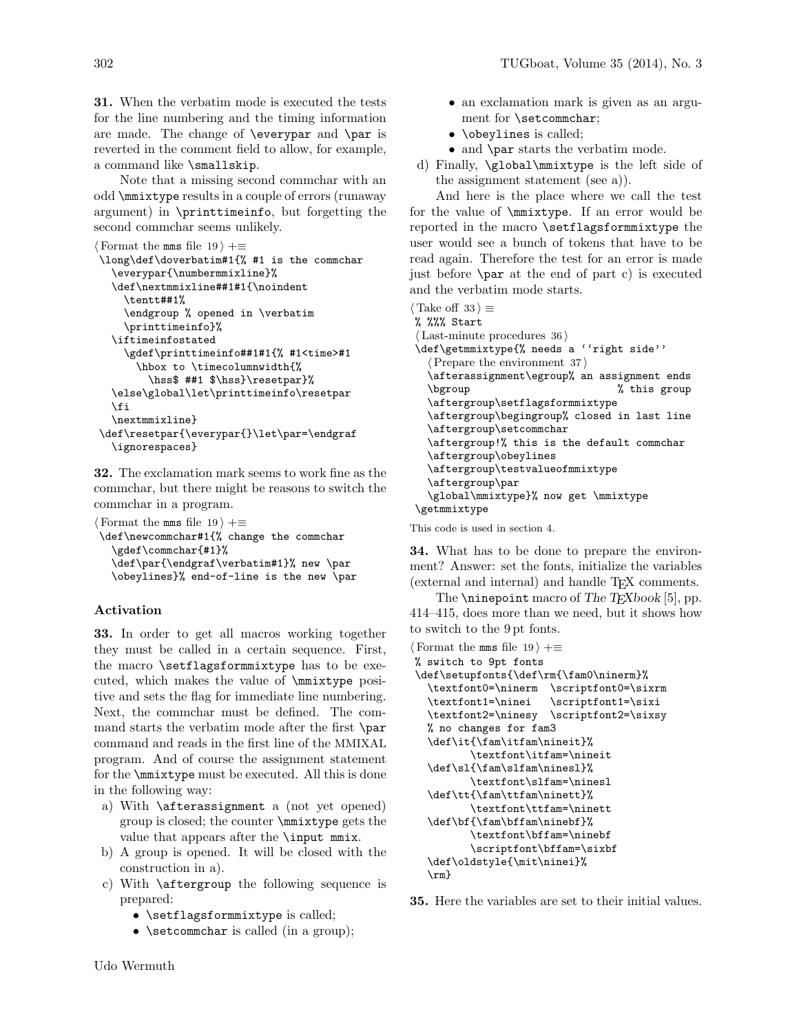**31.** When the verbatim mode is executed the tests for the line numbering and the timing information are made. The change of `\everypar` and `\par` is reverted in the comment field to allow, for example, a command like `\smallskip`.

Note that a missing second commchar with an odd `\mmixtype` results in a couple of errors (runaway argument) in `\printtimeinfo`, but forgetting the second commchar seems unlikely.

⟨Format the mms file 19⟩ +≡

```
\long\def\doverbatim#1{% #1 is the commchar
  \everypar{\numbermmixline}%
  \def\nextmmixline##1#1{\noindent
    \tentt##1%
    \endgroup % opened in \verbatim
    \printtimeinfo}%
  \iftimeinfostated
    \gdef\printtimeinfo##1#1{% #1<time>#1
      \hbox to \timecolumnwidth{%
        \hss$ ##1 $\hss}\resetpar}%
  \else\global\let\printtimeinfo\resetpar
  \fi
  \nextmmixline}
\def\resetpar{\everypar{}\let\par=\endgraf
  \ignorespaces}
```

**32.** The exclamation mark seems to work fine as the commchar, but there might be reasons to switch the commchar in a program.

⟨Format the mms file 19⟩ +≡

```
\def\newcommchar#1{% change the commchar
  \gdef\commchar{#1}%
  \def\par{\endgraf\verbatim#1}% new \par
  \obeylines}% end-of-line is the new \par
```

### Activation

**33.** In order to get all macros working together they must be called in a certain sequence. First, the macro `\setflagsformmixtype` has to be executed, which makes the value of `\mmixtype` positive and sets the flag for immediate line numbering. Next, the commchar must be defined. The command starts the verbatim mode after the first `\par` command and reads in the first line of the MMIXAL program. And of course the assignment statement for the `\mmixtype` must be executed. All this is done in the following way:

a) With `\afterassignment` a (not yet opened) group is closed; the counter `\mmixtype` gets the value that appears after the `\input mmix`.
b) A group is opened. It will be closed with the construction in a).
c) With `\aftergroup` the following sequence is prepared:
   - `\setflagsformmixtype` is called;
   - `\setcommchar` is called (in a group);
   - an exclamation mark is given as an argument for `\setcommchar`;
   - `\obeylines` is called;
   - and `\par` starts the verbatim mode.
d) Finally, `\global\mmixtype` is the left side of the assignment statement (see a)).

And here is the place where we call the test for the value of `\mmixtype`. If an error would be reported in the macro `\setflagsformmixtype` the user would see a bunch of tokens that have to be read again. Therefore the test for an error is made just before `\par` at the end of part c) is executed and the verbatim mode starts.

⟨Take off 33⟩ ≡

```
% %%% Start
⟨Last-minute procedures 36⟩
\def\getmmixtype{% needs a ``right side''
  ⟨Prepare the environment 37⟩
  \afterassignment\egroup% an assignment ends
  \bgroup                        % this group
  \aftergroup\setflagsformmixtype
  \aftergroup\begingroup% closed in last line
  \aftergroup\setcommchar
  \aftergroup!% this is the default commchar
  \aftergroup\obeylines
  \aftergroup\testvalueofmmixtype
  \aftergroup\par
  \global\mmixtype}% now get \mmixtype
\getmmixtype
```

This code is used in section 4.

**34.** What has to be done to prepare the environment? Answer: set the fonts, initialize the variables (external and internal) and handle TeX comments.

The `\ninepoint` macro of *The TeXbook* [5], pp. 414–415, does more than we need, but it shows how to switch to the 9 pt fonts.

⟨Format the mms file 19⟩ +≡

```
% switch to 9pt fonts
\def\setupfonts{\def\rm{\fam0\ninerm}%
  \textfont0=\ninerm  \scriptfont0=\sixrm
  \textfont1=\ninei   \scriptfont1=\sixi
  \textfont2=\ninesy  \scriptfont2=\sixsy
  % no changes for fam3
  \def\it{\fam\itfam\nineit}%
        \textfont\itfam=\nineit
  \def\sl{\fam\slfam\ninesl}%
        \textfont\slfam=\ninesl
  \def\tt{\fam\ttfam\ninett}%
        \textfont\ttfam=\ninett
  \def\bf{\fam\bffam\ninebf}%
        \textfont\bffam=\ninebf
        \scriptfont\bffam=\sixbf
  \def\oldstyle{\mit\ninei}%
  \rm}
```

**35.** Here the variables are set to their initial values.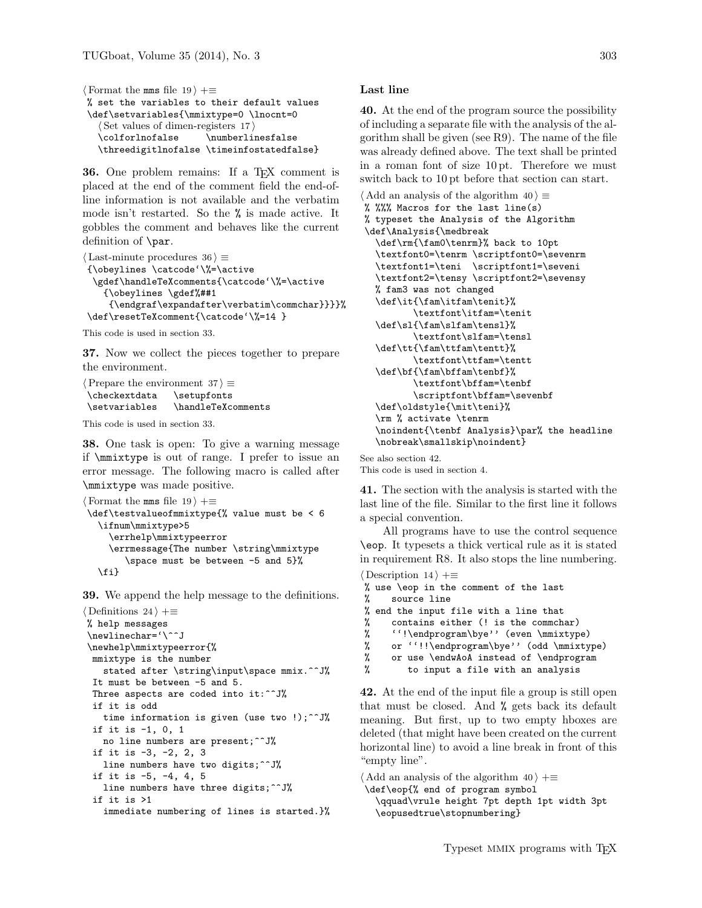⟨Format the mms file 19⟩ +≡

```
% set the variables to their default values
\def\setvariables{\mmixtype=0 \lnocnt=0
  ⟨Set values of dimen-registers 17⟩
  \colforlnofalse     \numberlinesfalse
  \threedigitlnofalse \timeinfostatedfalse}
```

**36.** One problem remains: If a TeX comment is placed at the end of the comment field the end-of-line information is not available and the verbatim mode isn't restarted. So the % is made active. It gobbles the comment and behaves like the current definition of `\par`.

⟨Last-minute procedures 36⟩ ≡

```
{\obeylines \catcode`\%=\active
 \gdef\handleTeXcomments{\catcode`\%=\active
   {\obeylines \gdef%##1
    {\endgraf\expandafter\verbatim\commchar}}}}%
\def\resetTeXcomment{\catcode`\%=14 }
```

This code is used in section 33.

**37.** Now we collect the pieces together to prepare the environment.

⟨Prepare the environment 37⟩ ≡

```
\checkextdata   \setupfonts
\setvariables   \handleTeXcomments
```

This code is used in section 33.

**38.** One task is open: To give a warning message if `\mmixtype` is out of range. I prefer to issue an error message. The following macro is called after `\mmixtype` was made positive.

⟨Format the mms file 19⟩ +≡

```
\def\testvalueofmmixtype{% value must be < 6
  \ifnum\mmixtype>5
    \errhelp\mmixtypeerror
    \errmessage{The number \string\mmixtype
       \space must be between -5 and 5}%
  \fi}
```

**39.** We append the help message to the definitions.

⟨Definitions 24⟩ +≡

```
% help messages
\newlinechar=`\^^J
\newhelp\mmixtypeerror{%
 mmixtype is the number
   stated after \string\input\space mmix.^^J%
 It must be between -5 and 5.
 Three aspects are coded into it:^^J%
 if it is odd
   time information is given (use two !);^^J%
 if it is -1, 0, 1
   no line numbers are present;^^J%
 if it is -3, -2, 2, 3
   line numbers have two digits;^^J%
 if it is -5, -4, 4, 5
   line numbers have three digits;^^J%
 if it is >1
   immediate numbering of lines is started.}%
```

### Last line

**40.** At the end of the program source the possibility of including a separate file with the analysis of the algorithm shall be given (see R9). The name of the file was already defined above. The text shall be printed in a roman font of size 10 pt. Therefore we must switch back to 10 pt before that section can start.

⟨Add an analysis of the algorithm 40⟩ ≡

```
% %%% Macros for the last line(s)
% typeset the Analysis of the Algorithm
\def\Analysis{\medbreak
  \def\rm{\fam0\tenrm}% back to 10pt
  \textfont0=\tenrm \scriptfont0=\sevenrm
  \textfont1=\teni  \scriptfont1=\seveni
  \textfont2=\tensy \scriptfont2=\sevensy
  % fam3 was not changed
  \def\it{\fam\itfam\tenit}%
        \textfont\itfam=\tenit
  \def\sl{\fam\slfam\tensl}%
        \textfont\slfam=\tensl
  \def\tt{\fam\ttfam\tentt}%
        \textfont\ttfam=\tentt
  \def\bf{\fam\bffam\tenbf}%
        \textfont\bffam=\tenbf
        \scriptfont\bffam=\sevenbf
  \def\oldstyle{\mit\teni}%
  \rm % activate \tenrm
  \noindent{\tenbf Analysis}\par% the headline
  \nobreak\smallskip\noindent}
```

See also section 42.
This code is used in section 4.

**41.** The section with the analysis is started with the last line of the file. Similar to the first line it follows a special convention.

All programs have to use the control sequence `\eop`. It typesets a thick vertical rule as it is stated in requirement R8. It also stops the line numbering.

⟨Description 14⟩ +≡

```
% use \eop in the comment of the last
%    source line
% end the input file with a line that
%    contains either (! is the commchar)
%    ``!\endprogram\bye'' (even \mmixtype)
%    or ``!!\endprogram\bye'' (odd \mmixtype)
%    or use \endwAoA instead of \endprogram
%       to input a file with an analysis
```

**42.** At the end of the input file a group is still open that must be closed. And % gets back its default meaning. But first, up to two empty hboxes are deleted (that might have been created on the current horizontal line) to avoid a line break in front of this "empty line".

⟨Add an analysis of the algorithm 40⟩ +≡

```
\def\eop{% end of program symbol
  \qquad\vrule height 7pt depth 1pt width 3pt
  \eopusedtrue\stopnumbering}
```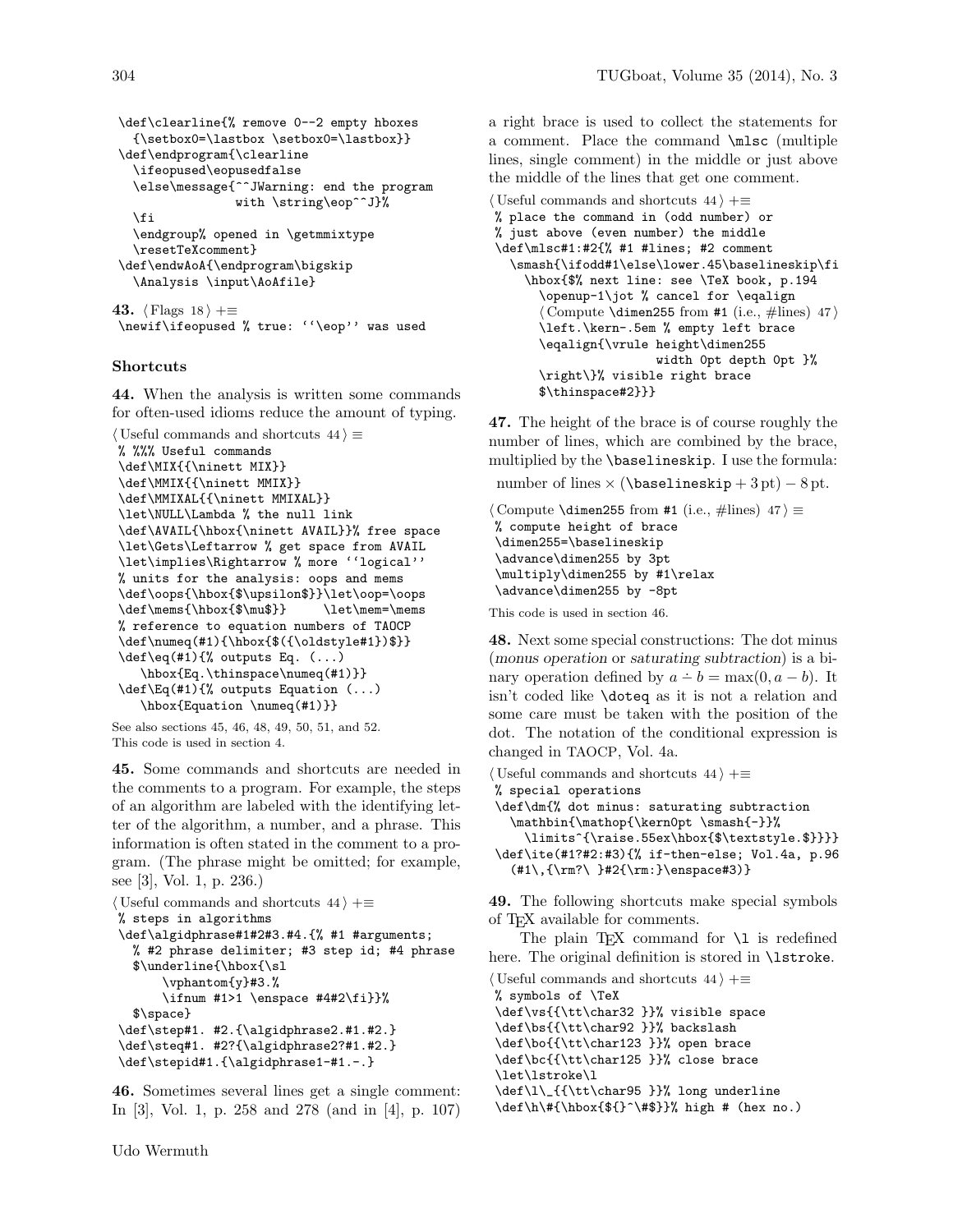```
\def\clearline{% remove 0--2 empty hboxes
  {\setbox0=\lastbox \setbox0=\lastbox}}
\def\endprogram{\clearline
  \ifeopused\eopusedfalse
  \else\message{^^JWarning: end the program
              with \string\eop^^J}%
  \fi
  \endgroup% opened in \getmmixtype
  \resetTeXcomment}
\def\endwAoA{\endprogram\bigskip
  \Analysis \input\AoAfile}
```

**43.** ⟨ Flags 18 ⟩ +≡

```
\newif\ifeopused % true: ‘‘\eop’’ was used
```

### Shortcuts

**44.** When the analysis is written some commands for often-used idioms reduce the amount of typing.

⟨ Useful commands and shortcuts 44 ⟩ ≡

```
% %%% Useful commands
\def\MIX{{\ninett MIX}}
\def\MMIX{{\ninett MMIX}}
\def\MMIXAL{{\ninett MMIXAL}}
\let\NULL\Lambda % the null link
\def\AVAIL{\hbox{\ninett AVAIL}}% free space
\let\Gets\Leftarrow % get space from AVAIL
\let\implies\Rightarrow % more ‘‘logical’’
% units for the analysis: oops and mems
\def\oops{\hbox{$\upsilon$}}\let\oop=\oops
\def\mems{\hbox{$\mu$}}     \let\mem=\mems
% reference to equation numbers of TAOCP
\def\numeq(#1){\hbox{$({\oldstyle#1})$}}
\def\eq(#1){% outputs Eq. (...)
   \hbox{Eq.\thinspace\numeq(#1)}}
\def\Eq(#1){% outputs Equation (...)
   \hbox{Equation \numeq(#1)}}
```

See also sections 45, 46, 48, 49, 50, 51, and 52.
This code is used in section 4.

**45.** Some commands and shortcuts are needed in the comments to a program. For example, the steps of an algorithm are labeled with the identifying letter of the algorithm, a number, and a phrase. This information is often stated in the comment to a program. (The phrase might be omitted; for example, see [3], Vol. 1, p. 236.)

⟨ Useful commands and shortcuts 44 ⟩ +≡

```
% steps in algorithms
\def\algidphrase#1#2#3.#4.{% #1 #arguments;
  % #2 phrase delimiter; #3 step id; #4 phrase
  $\underline{\hbox{\sl
      \vphantom{y}#3.%
      \ifnum #1>1 \enspace #4#2\fi}}%
  $\space}
\def\step#1. #2.{\algidphrase2.#1.#2.}
\def\steq#1. #2?{\algidphrase2?#1.#2.}
\def\stepid#1.{\algidphrase1-#1.-.}
```

**46.** Sometimes several lines get a single comment: In [3], Vol. 1, p. 258 and 278 (and in [4], p. 107) a right brace is used to collect the statements for a comment. Place the command `\mlsc` (multiple lines, single comment) in the middle or just above the middle of the lines that get one comment.

⟨ Useful commands and shortcuts 44 ⟩ +≡

```
% place the command in (odd number) or
% just above (even number) the middle
\def\mlsc#1:#2{% #1 #lines; #2 comment
  \smash{\ifodd#1\else\lower.45\baselineskip\fi
    \hbox{$% next line: see \TeX book, p.194
      \openup-1\jot % cancel for \eqalign
      ⟨ Compute \dimen255 from #1 (i.e., #lines) 47 ⟩
      \left.\kern-.5em % empty left brace
      \eqalign{\vrule height\dimen255
                  width 0pt depth 0pt }%
      \right\}% visible right brace
      $\thinspace#2}}}
```

**47.** The height of the brace is of course roughly the number of lines, which are combined by the brace, multiplied by the `\baselineskip`. I use the formula:

number of lines × (`\baselineskip` + 3 pt) − 8 pt.

⟨ Compute `\dimen255` from #1 (i.e., #lines) 47 ⟩ ≡

```
% compute height of brace
\dimen255=\baselineskip
\advance\dimen255 by 3pt
\multiply\dimen255 by #1\relax
\advance\dimen255 by -8pt
```

This code is used in section 46.

**48.** Next some special constructions: The dot minus (*monus operation* or *saturating subtraction*) is a binary operation defined by $a \dot{-} b = \max(0, a - b)$. It isn't coded like `\doteq` as it is not a relation and some care must be taken with the position of the dot. The notation of the conditional expression is changed in TAOCP, Vol. 4a.

⟨ Useful commands and shortcuts 44 ⟩ +≡

```
% special operations
\def\dm{% dot minus: saturating subtraction
  \mathbin{\mathop{\kern0pt \smash{-}}%
    \limits^{\raise.55ex\hbox{$\textstyle.$}}}}
\def\ite(#1?#2:#3){% if-then-else; Vol.4a, p.96
  (#1\,{\rm?\ }#2{\rm:}\enspace#3)}
```

**49.** The following shortcuts make special symbols of TEX available for comments.

The plain TEX command for `\l` is redefined here. The original definition is stored in `\lstroke`.

⟨ Useful commands and shortcuts 44 ⟩ +≡

```
% symbols of \TeX
\def\vs{{\tt\char32 }}% visible space
\def\bs{{\tt\char92 }}% backslash
\def\bo{{\tt\char123 }}% open brace
\def\bc{{\tt\char125 }}% close brace
\let\lstroke\l
\def\l\_{{\tt\char95 }}% long underline
\def\h\#{\hbox{${}^\#$}}% high # (hex no.)
```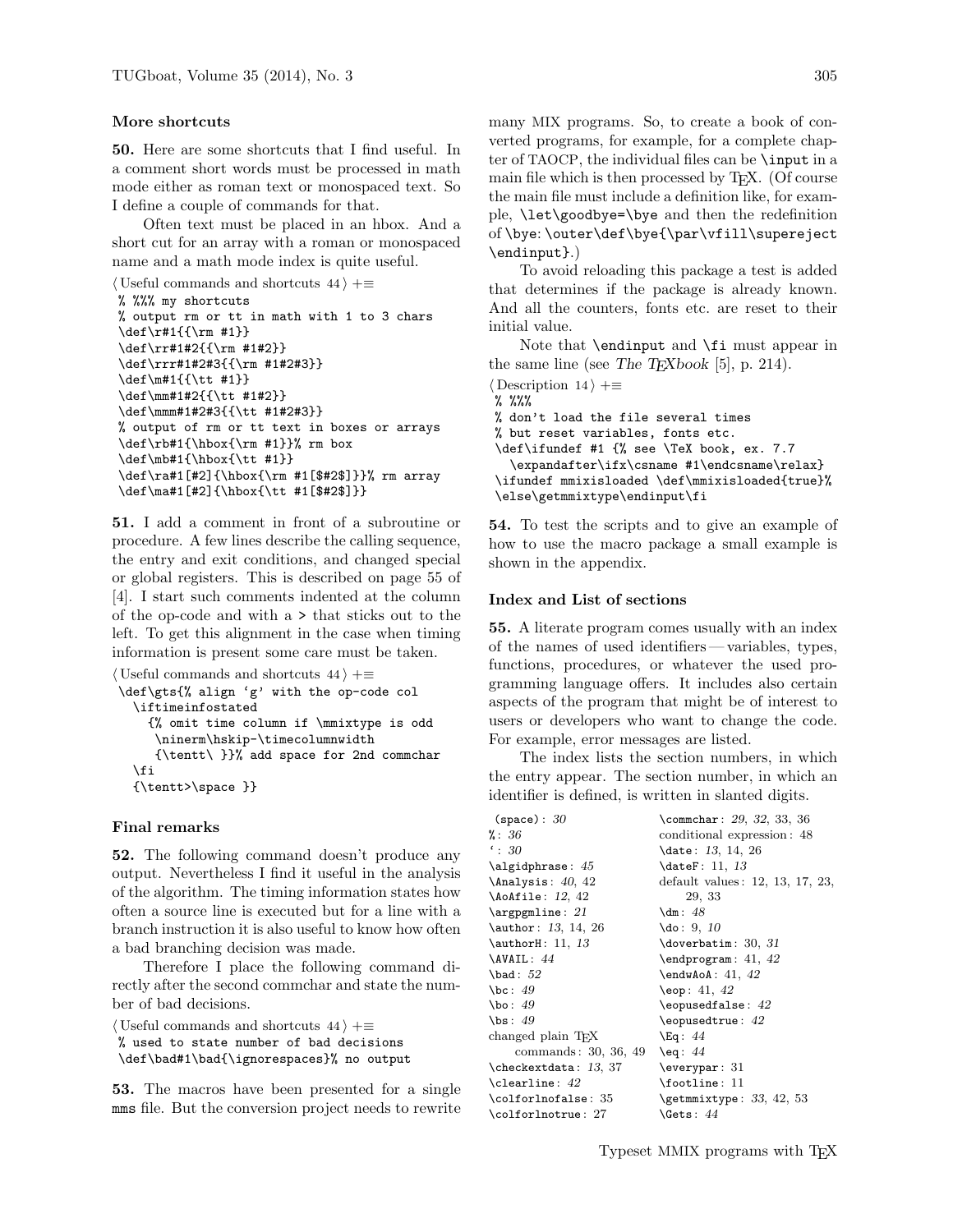### More shortcuts

**50.** Here are some shortcuts that I find useful. In a comment short words must be processed in math mode either as roman text or monospaced text. So I define a couple of commands for that.

Often text must be placed in an hbox. And a short cut for an array with a roman or monospaced name and a math mode index is quite useful.

⟨ Useful commands and shortcuts 44 ⟩ +≡

```
% %%% my shortcuts
% output rm or tt in math with 1 to 3 chars
\def\r#1{{\rm #1}}
\def\rr#1#2{{\rm #1#2}}
\def\rrr#1#2#3{{\rm #1#2#3}}
\def\m#1{{\tt #1}}
\def\mm#1#2{{\tt #1#2}}
\def\mmm#1#2#3{{\tt #1#2#3}}
% output of rm or tt text in boxes or arrays
\def\rb#1{\hbox{\rm #1}}% rm box
\def\mb#1{\hbox{\tt #1}}
\def\ra#1[#2]{\hbox{\rm #1[$#2$]}}% rm array
\def\ma#1[#2]{\hbox{\tt #1[$#2$]}}
```

**51.** I add a comment in front of a subroutine or procedure. A few lines describe the calling sequence, the entry and exit conditions, and changed special or global registers. This is described on page 55 of [4]. I start such comments indented at the column of the op-code and with a > that sticks out to the left. To get this alignment in the case when timing information is present some care must be taken.

⟨ Useful commands and shortcuts 44 ⟩ +≡

```
\def\gts{% align 'g' with the op-code col
  \iftimeinfostated
    {% omit time column if \mmixtype is odd
     \ninerm\hskip-\timecolumnwidth
     {\tentt\ }}% add space for 2nd commchar
  \fi
  {\tentt>\space }}
```

### Final remarks

**52.** The following command doesn't produce any output. Nevertheless I find it useful in the analysis of the algorithm. The timing information states how often a source line is executed but for a line with a branch instruction it is also useful to know how often a bad branching decision was made.

Therefore I place the following command directly after the second commchar and state the number of bad decisions.

⟨ Useful commands and shortcuts 44 ⟩ +≡

```
% used to state number of bad decisions
\def\bad#1\bad{\ignorespaces}% no output
```

**53.** The macros have been presented for a single mms file. But the conversion project needs to rewrite many MIX programs. So, to create a book of converted programs, for example, for a complete chapter of TAOCP, the individual files can be \input in a main file which is then processed by TeX. (Of course the main file must include a definition like, for example, \let\goodbye=\bye and then the redefinition of \bye: \outer\def\bye{\par\vfill\supereject \endinput}.)

To avoid reloading this package a test is added that determines if the package is already known. And all the counters, fonts etc. are reset to their initial value.

Note that \endinput and \fi must appear in the same line (see *The TeXbook* [5], p. 214).

⟨ Description 14 ⟩ +≡

```
% %%%
% don't load the file several times
% but reset variables, fonts etc.
\def\ifundef #1 {% see \TeX book, ex. 7.7
  \expandafter\ifx\csname #1\endcsname\relax}
\ifundef mmixisloaded \def\mmixisloaded{true}%
\else\getmmixtype\endinput\fi
```

**54.** To test the scripts and to give an example of how to use the macro package a small example is shown in the appendix.

### Index and List of sections

**55.** A literate program comes usually with an index of the names of used identifiers — variables, types, functions, procedures, or whatever the used programming language offers. It includes also certain aspects of the program that might be of interest to users or developers who want to change the code. For example, error messages are listed.

The index lists the section numbers, in which the entry appear. The section number, in which an identifier is defined, is written in slanted digits.

(space): *30*
%: *36*
': *30*
\algidphrase: *45*
\Analysis: *40*, 42
\AoAfile: *12*, 42
\argpgmline: *21*
\author: *13*, 14, 26
\authorH: 11, *13*
\AVAIL: *44*
\bad: *52*
\bc: *49*
\bo: *49*
\bs: *49*
changed plain TeX commands: 30, 36, 49
\checkextdata: *13*, 37
\clearline: *42*
\colforlnofalse: 35
\colforlnotrue: 27
\commchar: *29*, *32*, 33, 36
conditional expression: 48
\date: *13*, 14, 26
\dateF: 11, *13*
default values: 12, 13, 17, 23, 29, 33
\dm: *48*
\do: 9, *10*
\doverbatim: 30, *31*
\endprogram: 41, *42*
\endwAoA: 41, *42*
\eop: 41, *42*
\eopusedfalse: *42*
\eopusedtrue: *42*
\Eq: *44*
\eq: *44*
\everypar: 31
\footline: 11
\getmmixtype: *33*, 42, 53
\Gets: *44*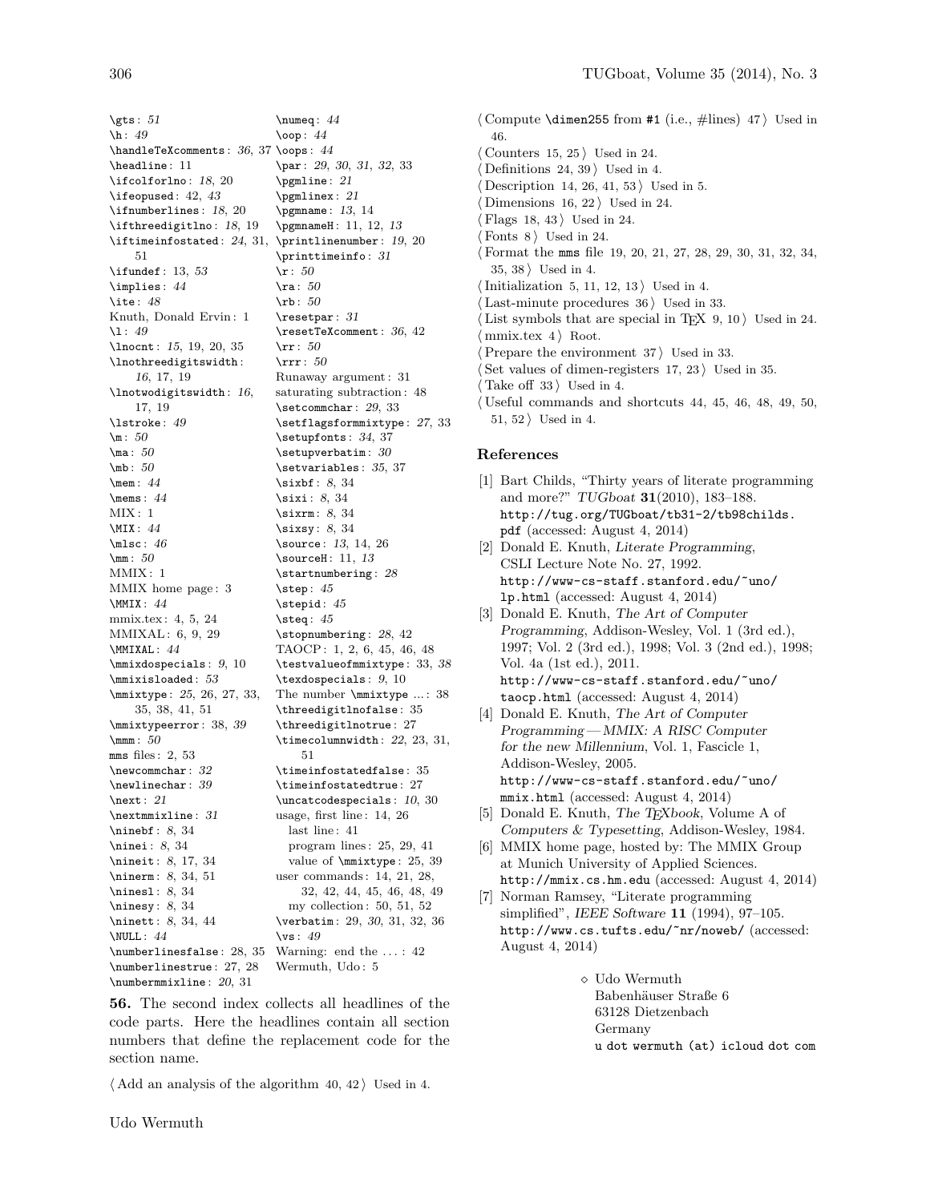\gts: *51*
\h: *49*
\handleTeXcomments: *36*, 37
\headline: 11
\ifcolforlno: *18*, 20
\ifeopused: 42, *43*
\ifnumberlines: *18*, 20
\ifthreedigitlno: *18*, 19
\iftimeinfostated: *24*, 31, 51
\ifundef: 13, *53*
\implies: *44*
\ite: *48*
Knuth, Donald Ervin: 1
\l: *49*
\lnocnt: *15*, 19, 20, 35
\lnothreedigitswidth: *16*, 17, 19
\lnotwodigitswidth: *16*, 17, 19
\lstroke: *49*
\m: *50*
\ma: *50*
\mb: *50*
\mem: *44*
\mems: *44*
MIX: 1
\MIX: *44*
\mlsc: *46*
\mm: *50*
MMIX: 1
MMIX home page: 3
\MMIX: *44*
mmix.tex: 4, 5, 24
MMIXAL: 6, 9, 29
\MMIXAL: *44*
\mmixdospecials: *9*, 10
\mmixisloaded: *53*
\mmixtype: *25*, 26, 27, 33, 35, 38, 41, 51
\mmixtypeerror: 38, *39*
\mmm: *50*
mms files: 2, 53
\newcommchar: *32*
\newlinechar: *39*
\next: *21*
\nextmmixline: *31*
\ninebf: *8*, 34
\ninei: *8*, 34
\nineit: *8*, 17, 34
\ninerm: *8*, 34, 51
\ninesl: *8*, 34
\ninesy: *8*, 34
\ninett: *8*, 34, 44
\NULL: *44*
\numberlinesfalse: 28, 35
\numberlinestrue: 27, 28
\numbermmixline: *20*, 31
\numeq: *44*
\oop: *44*
\oops: *44*
\par: *29*, *30*, *31*, *32*, 33
\pgmline: *21*
\pgmlinex: *21*
\pgmname: *13*, 14
\pgmnameH: 11, 12, *13*
\printlinenumber: *19*, 20
\printtimeinfo: *31*
\r: *50*
\ra: *50*
\rb: *50*
\resetpar: *31*
\resetTeXcomment: *36*, 42
\rr: *50*
\rrr: *50*
Runaway argument: 31
saturating subtraction: 48
\setcommchar: *29*, 33
\setflagsformmixtype: *27*, 33
\setupfonts: *34*, 37
\setupverbatim: *30*
\setvariables: *35*, 37
\sixbf: *8*, 34
\sixi: *8*, 34
\sixrm: *8*, 34
\sixsy: *8*, 34
\source: *13*, 14, 26
\sourceH: 11, *13*
\startnumbering: *28*
\step: *45*
\stepid: *45*
\steq: *45*
\stopnumbering: *28*, 42
TAOCP: 1, 2, 6, 45, 46, 48
\testvalueofmmixtype: 33, *38*
\texdospecials: *9*, 10
The number \mmixtype ...: 38
\threedigitlnofalse: 35
\threedigitlnotrue: 27
\timecolumnwidth: *22*, 23, 31, 51
\timeinfostatedfalse: 35
\timeinfostatedtrue: 27
\uncatcodespecials: *10*, 30
usage, first line: 14, 26
  last line: 41
  program lines: 25, 29, 41
  value of \mmixtype: 25, 39
user commands: 14, 21, 28, 32, 42, 44, 45, 46, 48, 49
  my collection: 50, 51, 52
\verbatim: 29, *30*, 31, 32, 36
\vs: *49*
Warning: end the ...: 42
Wermuth, Udo: 5

**56.** The second index collects all headlines of the code parts. Here the headlines contain all section numbers that define the replacement code for the section name.

⟨ Add an analysis of the algorithm 40, 42 ⟩ Used in 4.
⟨ Compute \dimen255 from #1 (i.e., #lines) 47 ⟩ Used in 46.
⟨ Counters 15, 25 ⟩ Used in 24.
⟨ Definitions 24, 39 ⟩ Used in 4.
⟨ Description 14, 26, 41, 53 ⟩ Used in 5.
⟨ Dimensions 16, 22 ⟩ Used in 24.
⟨ Flags 18, 43 ⟩ Used in 24.
⟨ Fonts 8 ⟩ Used in 24.
⟨ Format the mms file 19, 20, 21, 27, 28, 29, 30, 31, 32, 34, 35, 38 ⟩ Used in 4.
⟨ Initialization 5, 11, 12, 13 ⟩ Used in 4.
⟨ Last-minute procedures 36 ⟩ Used in 33.
⟨ List symbols that are special in TeX 9, 10 ⟩ Used in 24.
⟨ mmix.tex 4 ⟩ Root.
⟨ Prepare the environment 37 ⟩ Used in 33.
⟨ Set values of dimen-registers 17, 23 ⟩ Used in 35.
⟨ Take off 33 ⟩ Used in 4.
⟨ Useful commands and shortcuts 44, 45, 46, 48, 49, 50, 51, 52 ⟩ Used in 4.

## References

[1] Bart Childs, "Thirty years of literate programming and more?" *TUGboat* **31**(2010), 183–188. http://tug.org/TUGboat/tb31-2/tb98childs.pdf (accessed: August 4, 2014)

[2] Donald E. Knuth, *Literate Programming*, CSLI Lecture Note No. 27, 1992. http://www-cs-staff.stanford.edu/~uno/lp.html (accessed: August 4, 2014)

[3] Donald E. Knuth, *The Art of Computer Programming*, Addison-Wesley, Vol. 1 (3rd ed.), 1997; Vol. 2 (3rd ed.), 1998; Vol. 3 (2nd ed.), 1998; Vol. 4a (1st ed.), 2011. http://www-cs-staff.stanford.edu/~uno/taocp.html (accessed: August 4, 2014)

[4] Donald E. Knuth, *The Art of Computer Programming — MMIX: A RISC Computer for the new Millennium*, Vol. 1, Fascicle 1, Addison-Wesley, 2005. http://www-cs-staff.stanford.edu/~uno/mmix.html (accessed: August 4, 2014)

[5] Donald E. Knuth, *The TeXbook*, Volume A of *Computers & Typesetting*, Addison-Wesley, 1984.

[6] MMIX home page, hosted by: The MMIX Group at Munich University of Applied Sciences. http://mmix.cs.hm.edu (accessed: August 4, 2014)

[7] Norman Ramsey, "Literate programming simplified", *IEEE Software* **11** (1994), 97–105. http://www.cs.tufts.edu/~nr/noweb/ (accessed: August 4, 2014)

◇ Udo Wermuth
Babenhäuser Straße 6
63128 Dietzenbach
Germany
u dot wermuth (at) icloud dot com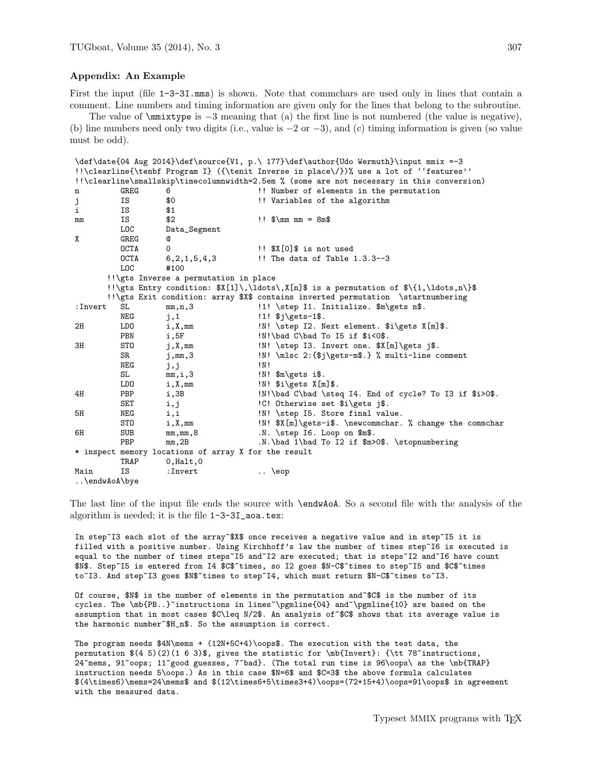### Appendix: An Example

First the input (file `1-3-3I.mms`) is shown. Note that commchars are used only in lines that contain a comment. Line numbers and timing information are given only for the lines that belong to the subroutine.

The value of `\mmixtype` is −3 meaning that (a) the first line is not numbered (the value is negative), (b) line numbers need only two digits (i.e., value is −2 or −3), and (c) timing information is given (so value must be odd).

```
\def\date{04 Aug 2014}\def\source{V1, p.\ 177}\def\author{Udo Wermuth}\input mmix =-3
!!\clearline{\tenbf Program I} ({\tenit Inverse in place\/})% use a lot of ‘‘features’’
!!\clearline\smallskip\timecolumnwidth=2.5em % (some are not necessary in this conversion)
n         GREG      6                    !! Number of elements in the permutation
j         IS        $0                   !! Variables of the algorithm
i         IS        $1
mm        IS        $2                   !! $\mm mm = 8m$
          LOC       Data_Segment
X         GREG      @
          OCTA      0                    !! $X[0]$ is not used
          OCTA      6,2,1,5,4,3          !! The data of Table 1.3.3--3
          LOC       #100
      !!\gts Inverse a permutation in place
      !!\gts Entry condition: $X[1]\,\ldots\,X[n]$ is a permutation of $\{1,\ldots,n\}$
      !!\gts Exit condition: array $X$ contains inverted permutation  \startnumbering
:Invert   SL        mm,n,3               !1! \step I1. Initialize. $m\gets n$.
          NEG       j,1                  !1! $j\gets-1$.
2H        LDO       i,X,mm               !N! \step I2. Next element. $i\gets X[m]$.
          PBN       i,5F                 !N!\bad C\bad To I5 if $i<0$.
3H        STO       j,X,mm               !N! \step I3. Invert one. $X[m]\gets j$.
          SR        j,mm,3               !N! \mlsc 2:{$j\gets-m$.} % multi-line comment
          NEG       j,j                  !N!
          SL        mm,i,3               !N! $m\gets i$.
          LDO       i,X,mm               !N! $i\gets X[m]$.
4H        PBP       i,3B                 !N!\bad C\bad \steq I4. End of cycle? To I3 if $i>0$.
          SET       i,j                  !C! Otherwise set $i\gets j$.
5H        NEG       i,i                  !N! \step I5. Store final value.
          STO       i,X,mm               !N! $X[m]\gets-i$. \newcommchar. % change the commchar
6H        SUB       mm,mm,8              .N. \step I6. Loop on $m$.
          PBP       mm,2B                .N.\bad 1\bad To I2 if $m>0$. \stopnumbering
* inspect memory locations of array X for the result
          TRAP      0,Halt,0
Main      IS        :Invert              .. \eop
..\endwAoA\bye
```

The last line of the input file ends the source with `\endwAoA`. So a second file with the analysis of the algorithm is needed; it is the file `1-3-3I_aoa.tex`:

```
In step~I3 each slot of the array~$X$ once receives a negative value and in step~I5 it is
filled with a positive number. Using Kirchhoff’s law the number of times step~I6 is executed is
equal to the number of times steps~I5 and~I2 are executed; that is steps~I2 and~I6 have count
$N$. Step~I5 is entered from I4 $C$~times, so I2 goes $N-C$~times to step~I5 and $C$~times
to~I3. And step~I3 goes $N$~times to step~I4, which must return $N-C$~times to~I3.

Of course, $N$ is the number of elements in the permutation and~$C$ is the number of its
cycles. The \mb{PB..}~instructions in lines~\pgmline{04} and~\pgmline{10} are based on the
assumption that in most cases $C\leq N/2$. An analysis of~$C$ shows that its average value is
the harmonic number~$H_n$. So the assumption is correct.

The program needs $4N\mems + (12N+5C+4)\oops$. The execution with the test data, the
permutation $(4 5)(2)(1 6 3)$, gives the statistic for \mb{Invert}: {\tt 78~instructions,
24~mems, 91~oops; 11~good guesses, 7~bad}. (The total run time is 96\oops\ as the \mb{TRAP}
instruction needs 5\oops.) As in this case $N=6$ and $C=3$ the above formula calculates
$(4\times6)\mems=24\mems$ and $(12\times6+5\times3+4)\oops=(72+15+4)\oops=91\oops$ in agreement
with the measured data.
```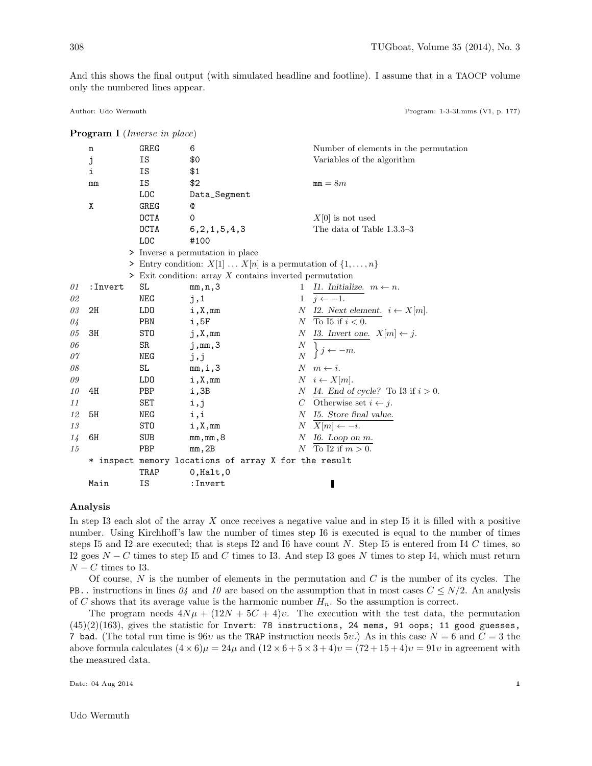And this shows the final output (with simulated headline and footline). I assume that in a TAOCP volume only the numbered lines appear.

Author: Udo Wermuth                                                                 Program: 1-3-3I.mms (V1, p. 177)

**Program I** (*Inverse in place*)

```
      n         GREG    6                           Number of elements in the permutation
      j         IS      $0                          Variables of the algorithm
      i         IS      $1
      mm        IS      $2                          mm = 8m
                LOC     Data_Segment
      X         GREG    @
                OCTA    0                           X[0] is not used
                OCTA    6,2,1,5,4,3                 The data of Table 1.3.3–3
                LOC     #100
              > Inverse a permutation in place
              > Entry condition: X[1] ... X[n] is a permutation of {1,...,n}
              > Exit condition: array X contains inverted permutation
01    :Invert   SL      mm,n,3                  1   I1. Initialize.  m ← n.
02              NEG     j,1                     1   j ← −1.
03    2H        LDO     i,X,mm                  N   I2. Next element.  i ← X[m].
04              PBN     i,5F                    N   To I5 if i < 0.
05    3H        STO     j,X,mm                  N   I3. Invert one.  X[m] ← j.
06              SR      j,mm,3                  N   } j ← −m.
07              NEG     j,j                     N   }
08              SL      mm,i,3                  N   m ← i.
09              LDO     i,X,mm                  N   i ← X[m].
10    4H        PBP     i,3B                    N   I4. End of cycle?  To I3 if i > 0.
11              SET     i,j                     C   Otherwise set i ← j.
12    5H        NEG     i,i                     N   I5. Store final value.
13              STO     i,X,mm                  N   X[m] ← −i.
14    6H        SUB     mm,mm,8                 N   I6. Loop on m.
15              PBP     mm,2B                   N   To I2 if m > 0.
      * inspect memory locations of array X for the result
                TRAP    0,Halt,0
      Main      IS      :Invert
```

### Analysis

In step I3 each slot of the array $X$ once receives a negative value and in step I5 it is filled with a positive number. Using Kirchhoff's law the number of times step I6 is executed is equal to the number of times steps I5 and I2 are executed; that is steps I2 and I6 have count $N$. Step I5 is entered from I4 $C$ times, so I2 goes $N-C$ times to step I5 and $C$ times to I3. And step I3 goes $N$ times to step I4, which must return $N-C$ times to I3.

Of course, $N$ is the number of elements in the permutation and $C$ is the number of its cycles. The `PB..` instructions in lines *04* and *10* are based on the assumption that in most cases $C \le N/2$. An analysis of $C$ shows that its average value is the harmonic number $H_n$. So the assumption is correct.

The program needs $4N\mu + (12N + 5C + 4)\upsilon$. The execution with the test data, the permutation (45)(2)(163), gives the statistic for `Invert`: `78 instructions, 24 mems, 91 oops; 11 good guesses, 7 bad`. (The total run time is $96\upsilon$ as the `TRAP` instruction needs $5\upsilon$.) As in this case $N=6$ and $C=3$ the above formula calculates $(4\times 6)\mu = 24\mu$ and $(12\times 6 + 5\times 3 + 4)\upsilon = (72+15+4)\upsilon = 91\upsilon$ in agreement with the measured data.

Date: 04 Aug 2014

Udo Wermuth